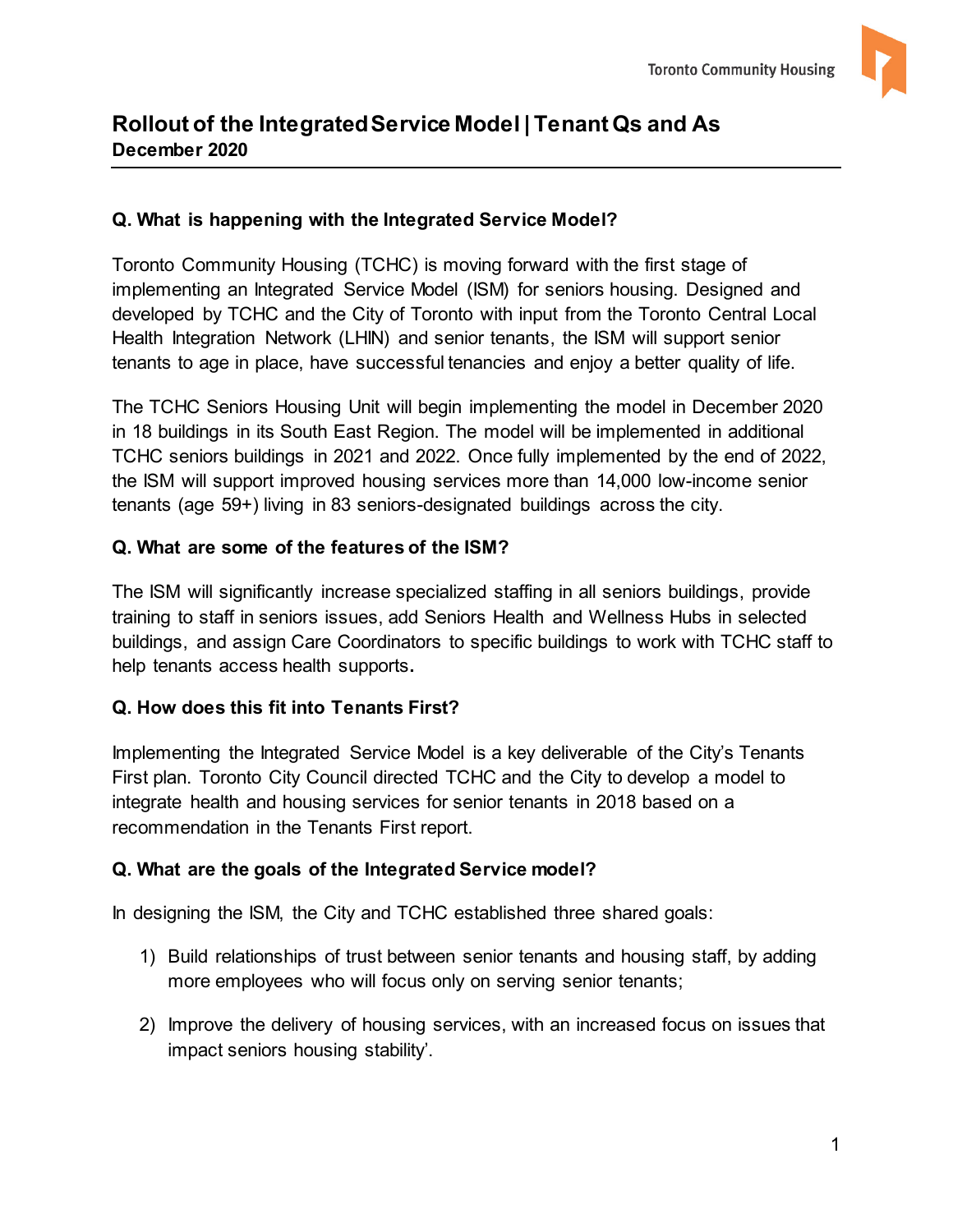# Rollout of the Integrated Service Model | Tenant Qs and As

**December 2020**

**Q. What is happening with the Integrated Service Model?**

Toronto Community Housing (TCHC) is moving forward with the first stage of implementing an Integrated Service Model (ISM) for seniors housing. Designed and developed by TCHC and the City of Toronto with input from the Toronto Central Local Health Integration Network (LHIN) and senior tenants, the ISM will support senior tenants to age in place, have successful tenancies and enjoy a better quality of life.

The TCHC Seniors Housing Unit will begin implementing the model in December 2020 in 18 buildings in its South East Region. The model will be implemented in additional TCHC seniors buildings in 2021 and 2022. Once fully implemented by the end of 2022, the ISM will support improved housing services more than 14,000 low-income senior tenants (age 59+) living in 83 seniors-designated buildings across the city.

**Q. What are some of the features of the ISM?**

The ISM will significantly increase specialized staffing in all seniors buildings, provide training to staff in seniors issues, add Seniors Health and Wellness Hubs in selected buildings, and assign Care Coordinators to specific buildings to work with TCHC staff to help tenants access health supports.

**Q. How does this fit into Tenants First?**

Implementing the Integrated Service Model is a key deliverable of the City's Tenants First plan. Toronto City Council directed TCHC and the City to develop a model to integrate health and housing services for senior tenants in 2018 based on a recommendation in the Tenants First report.

**Q. What are the goals of the Integrated Service model?**

In designing the ISM, the City and TCHC established three shared goals:

1) Build relationships of trust between senior tenants and housing staff, by adding more employees who will focus only on serving senior tenants;

2) Improve the delivery of housing services, with an increased focus on issues that impact seniors housing stability'.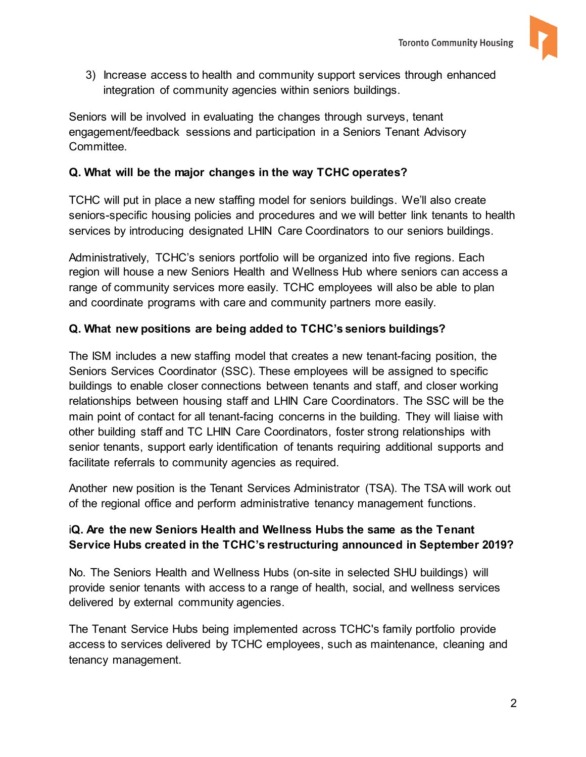3) Increase access to health and community support services through enhanced integration of community agencies within seniors buildings.

Seniors will be involved in evaluating the changes through surveys, tenant engagement/feedback sessions and participation in a Seniors Tenant Advisory Committee.

**Q. What will be the major changes in the way TCHC operates?**

TCHC will put in place a new staffing model for seniors buildings. We'll also create seniors-specific housing policies and procedures and we will better link tenants to health services by introducing designated LHIN Care Coordinators to our seniors buildings.

Administratively, TCHC's seniors portfolio will be organized into five regions. Each region will house a new Seniors Health and Wellness Hub where seniors can access a range of community services more easily. TCHC employees will also be able to plan and coordinate programs with care and community partners more easily.

**Q. What new positions are being added to TCHC's seniors buildings?**

The ISM includes a new staffing model that creates a new tenant-facing position, the Seniors Services Coordinator (SSC). These employees will be assigned to specific buildings to enable closer connections between tenants and staff, and closer working relationships between housing staff and LHIN Care Coordinators. The SSC will be the main point of contact for all tenant-facing concerns in the building. They will liaise with other building staff and TC LHIN Care Coordinators, foster strong relationships with senior tenants, support early identification of tenants requiring additional supports and facilitate referrals to community agencies as required.

Another new position is the Tenant Services Administrator (TSA). The TSA will work out of the regional office and perform administrative tenancy management functions.

i**Q. Are the new Seniors Health and Wellness Hubs the same as the Tenant Service Hubs created in the TCHC's restructuring announced in September 2019?**

No. The Seniors Health and Wellness Hubs (on-site in selected SHU buildings) will provide senior tenants with access to a range of health, social, and wellness services delivered by external community agencies.

The Tenant Service Hubs being implemented across TCHC's family portfolio provide access to services delivered by TCHC employees, such as maintenance, cleaning and tenancy management.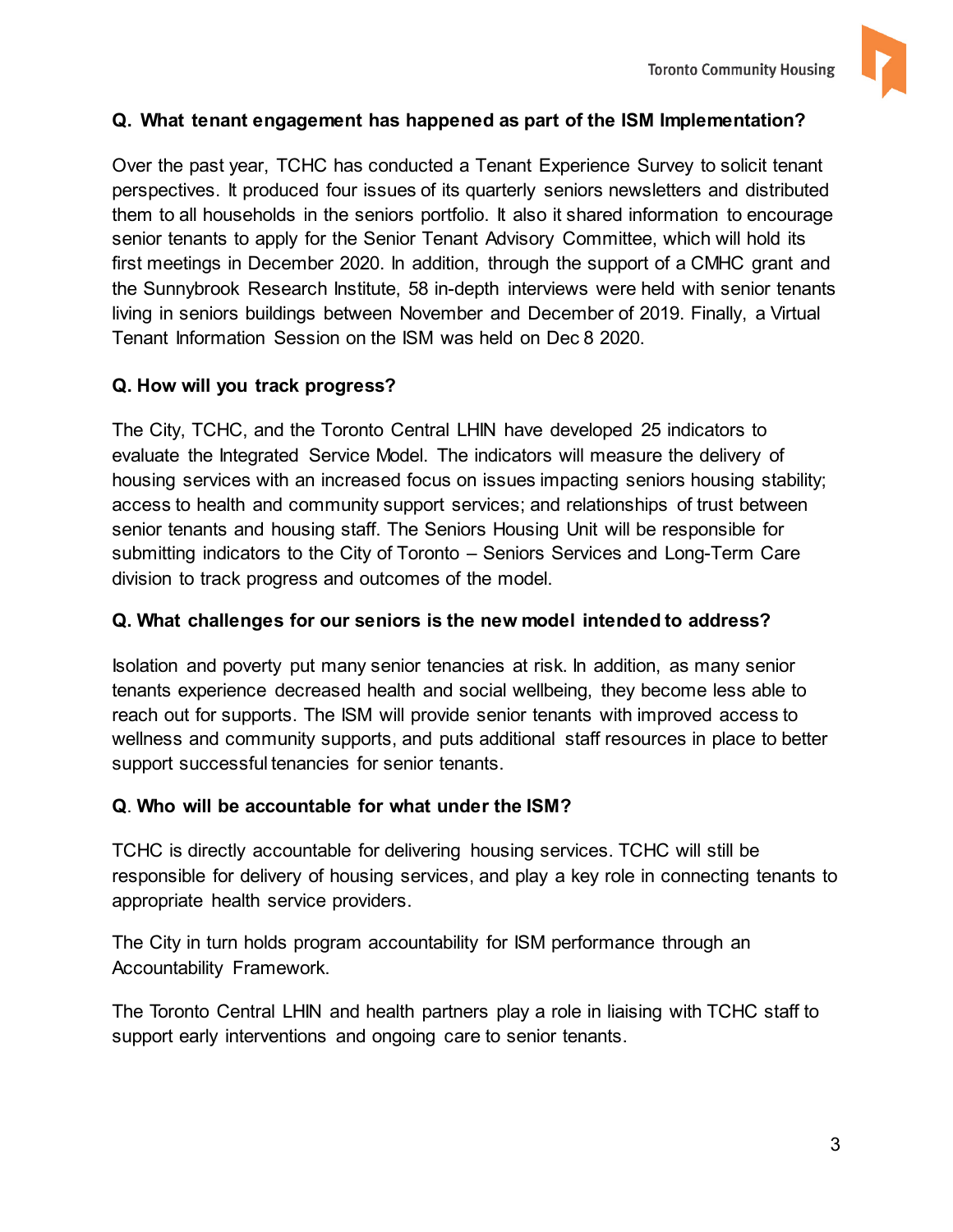**Q. What tenant engagement has happened as part of the ISM Implementation?**

Over the past year, TCHC has conducted a Tenant Experience Survey to solicit tenant perspectives. It produced four issues of its quarterly seniors newsletters and distributed them to all households in the seniors portfolio. It also it shared information to encourage senior tenants to apply for the Senior Tenant Advisory Committee, which will hold its first meetings in December 2020. In addition, through the support of a CMHC grant and the Sunnybrook Research Institute, 58 in-depth interviews were held with senior tenants living in seniors buildings between November and December of 2019. Finally, a Virtual Tenant Information Session on the ISM was held on Dec 8 2020.

**Q. How will you track progress?**

The City, TCHC, and the Toronto Central LHIN have developed 25 indicators to evaluate the Integrated Service Model. The indicators will measure the delivery of housing services with an increased focus on issues impacting seniors housing stability; access to health and community support services; and relationships of trust between senior tenants and housing staff. The Seniors Housing Unit will be responsible for submitting indicators to the City of Toronto – Seniors Services and Long-Term Care division to track progress and outcomes of the model.

**Q. What challenges for our seniors is the new model intended to address?**

Isolation and poverty put many senior tenancies at risk. In addition, as many senior tenants experience decreased health and social wellbeing, they become less able to reach out for supports. The ISM will provide senior tenants with improved access to wellness and community supports, and puts additional staff resources in place to better support successful tenancies for senior tenants.

**Q. Who will be accountable for what under the ISM?**

TCHC is directly accountable for delivering housing services. TCHC will still be responsible for delivery of housing services, and play a key role in connecting tenants to appropriate health service providers.

The City in turn holds program accountability for ISM performance through an Accountability Framework.

The Toronto Central LHIN and health partners play a role in liaising with TCHC staff to support early interventions and ongoing care to senior tenants.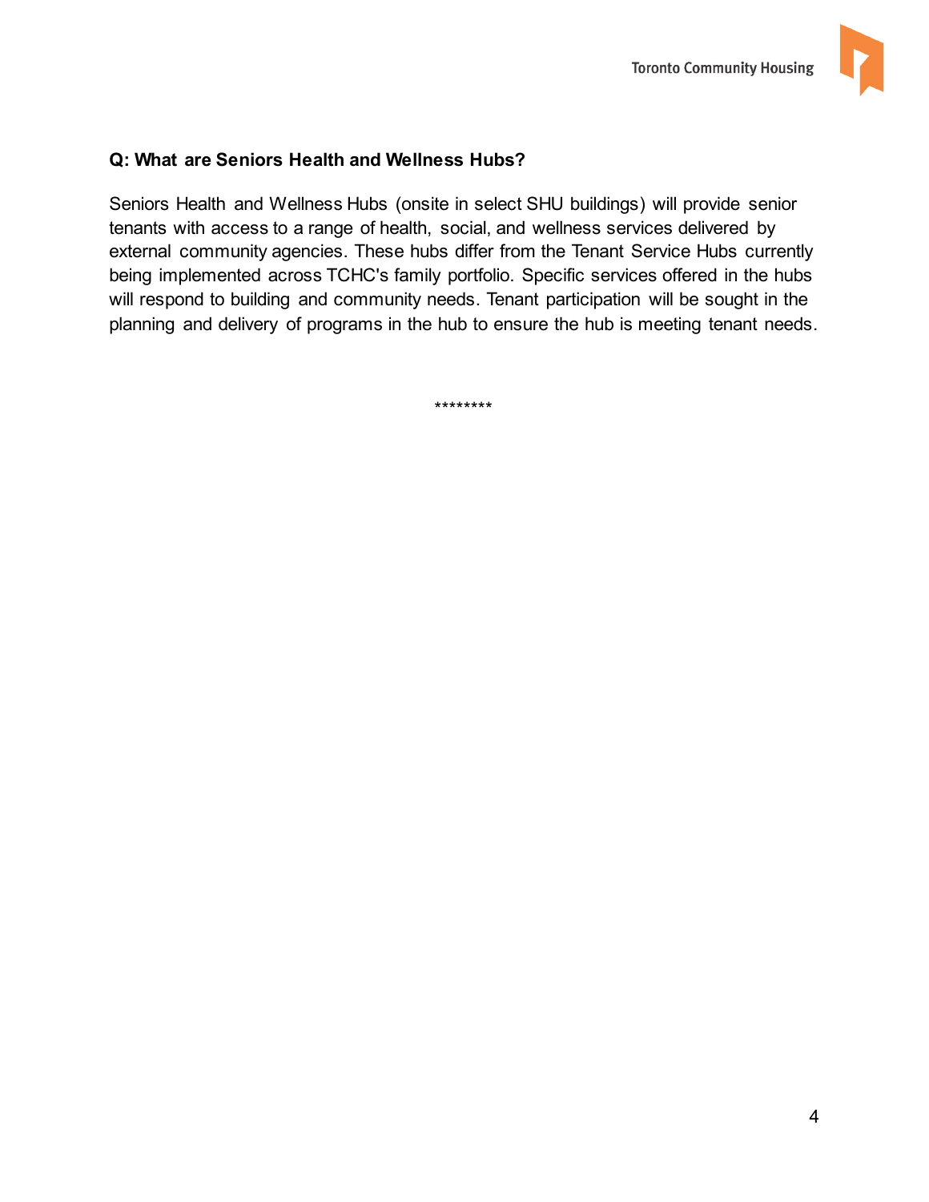**Q: What are Seniors Health and Wellness Hubs?**

Seniors Health and Wellness Hubs (onsite in select SHU buildings) will provide senior tenants with access to a range of health, social, and wellness services delivered by external community agencies. These hubs differ from the Tenant Service Hubs currently being implemented across TCHC's family portfolio. Specific services offered in the hubs will respond to building and community needs. Tenant participation will be sought in the planning and delivery of programs in the hub to ensure the hub is meeting tenant needs.

********